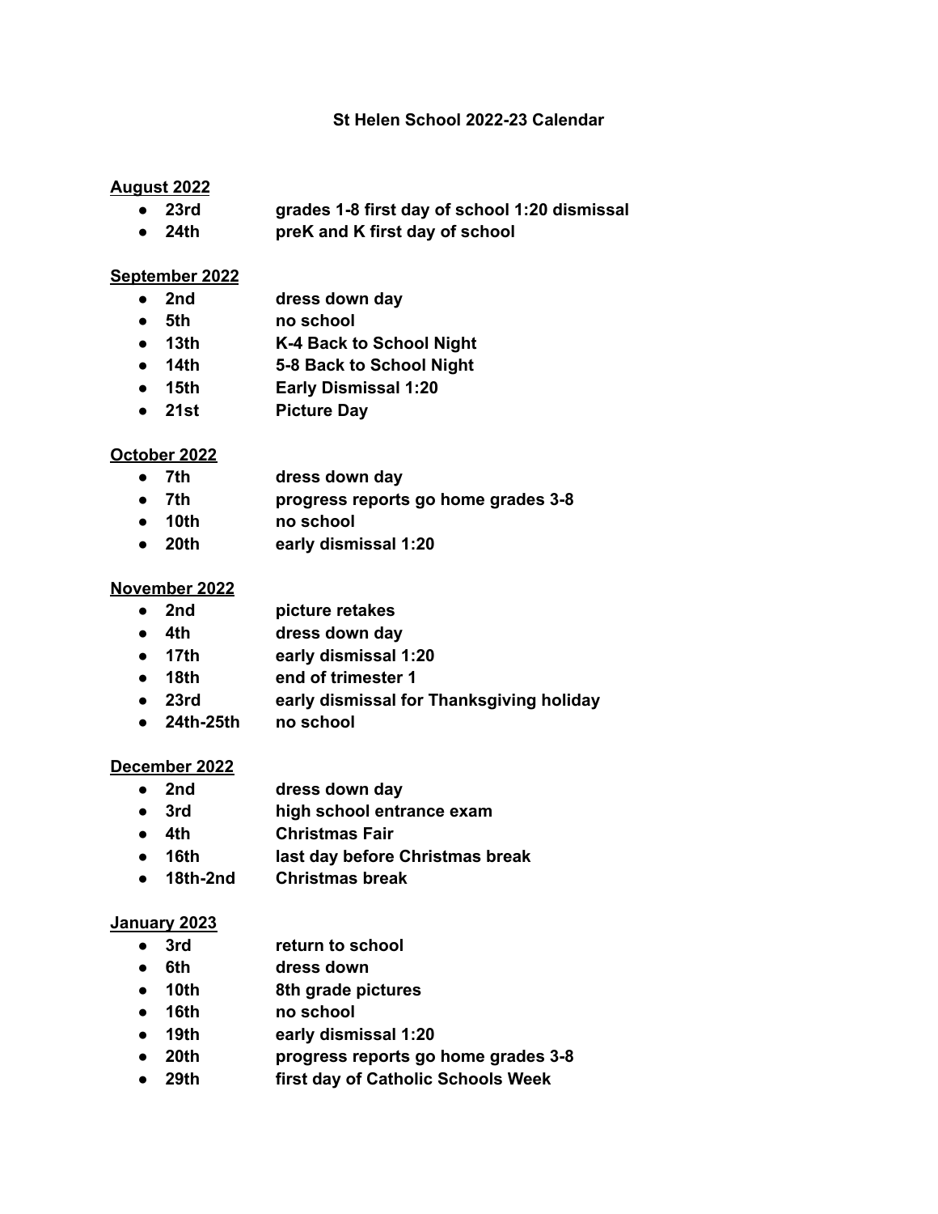# St Helen School 2022-23 Calendar

## August 2022

- **23rd** — **grades 1-8 first day of school 1:20 dismissal**
- **24th** — **preK and K first day of school**

## September 2022

- **2nd** — **dress down day**
- **5th** — **no school**
- **13th** — **K-4 Back to School Night**
- **14th** — **5-8 Back to School Night**
- **15th** — **Early Dismissal 1:20**
- **21st** — **Picture Day**

## October 2022

- **7th** — **dress down day**
- **7th** — **progress reports go home grades 3-8**
- **10th** — **no school**
- **20th** — **early dismissal 1:20**

## November 2022

- **2nd** — **picture retakes**
- **4th** — **dress down day**
- **17th** — **early dismissal 1:20**
- **18th** — **end of trimester 1**
- **23rd** — **early dismissal for Thanksgiving holiday**
- **24th-25th** — **no school**

## December 2022

- **2nd** — **dress down day**
- **3rd** — **high school entrance exam**
- **4th** — **Christmas Fair**
- **16th** — **last day before Christmas break**
- **18th-2nd** — **Christmas break**

## January 2023

- **3rd** — **return to school**
- **6th** — **dress down**
- **10th** — **8th grade pictures**
- **16th** — **no school**
- **19th** — **early dismissal 1:20**
- **20th** — **progress reports go home grades 3-8**
- **29th** — **first day of Catholic Schools Week**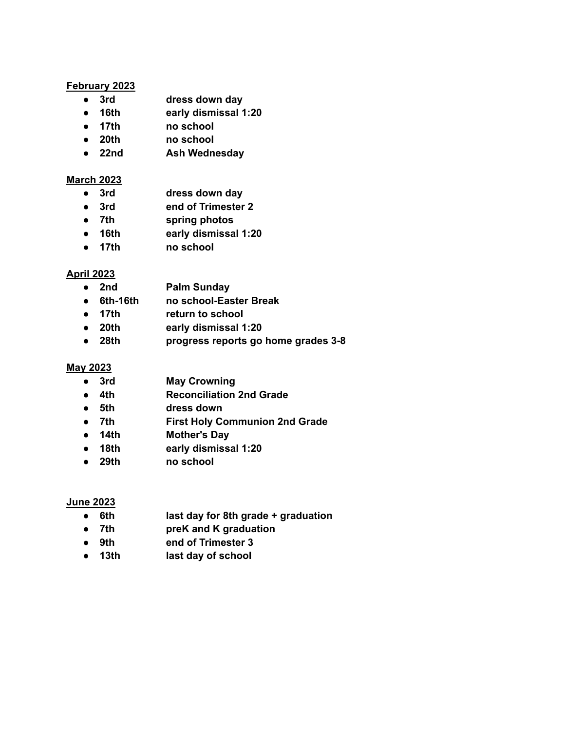**February 2023**

- **3rd** **dress down day**
- **16th** **early dismissal 1:20**
- **17th** **no school**
- **20th** **no school**
- **22nd** **Ash Wednesday**

**March 2023**

- **3rd** **dress down day**
- **3rd** **end of Trimester 2**
- **7th** **spring photos**
- **16th** **early dismissal 1:20**
- **17th** **no school**

**April 2023**

- **2nd** **Palm Sunday**
- **6th-16th** **no school-Easter Break**
- **17th** **return to school**
- **20th** **early dismissal 1:20**
- **28th** **progress reports go home grades 3-8**

**May 2023**

- **3rd** **May Crowning**
- **4th** **Reconciliation 2nd Grade**
- **5th** **dress down**
- **7th** **First Holy Communion 2nd Grade**
- **14th** **Mother's Day**
- **18th** **early dismissal 1:20**
- **29th** **no school**

**June 2023**

- **6th** **last day for 8th grade + graduation**
- **7th** **preK and K graduation**
- **9th** **end of Trimester 3**
- **13th** **last day of school**